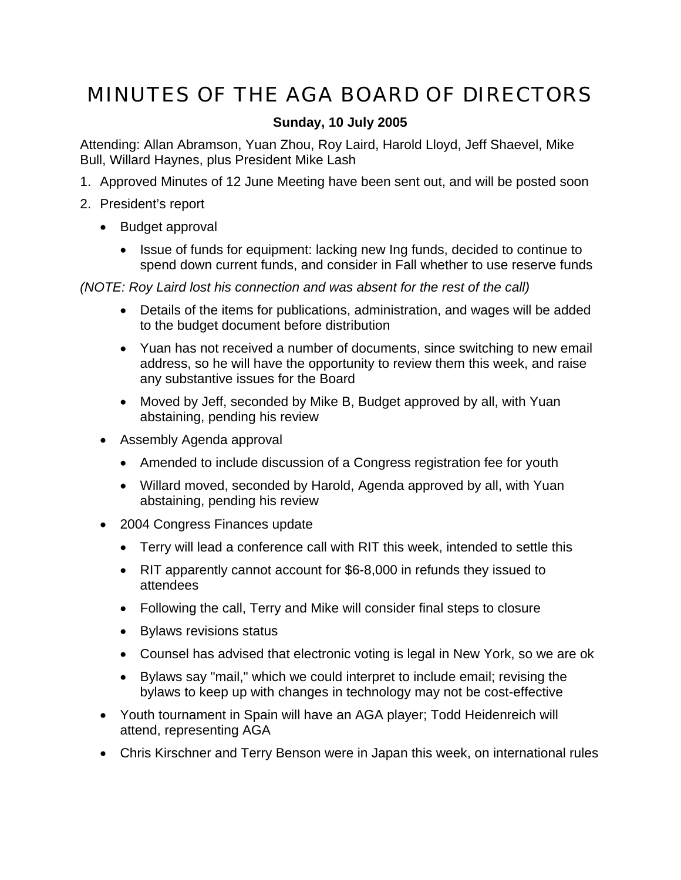# MINUTES OF THE AGA BOARD OF DIRECTORS

**Sunday, 10 July 2005**

Attending: Allan Abramson, Yuan Zhou, Roy Laird, Harold Lloyd, Jeff Shaevel, Mike Bull, Willard Haynes, plus President Mike Lash

1. Approved Minutes of 12 June Meeting have been sent out, and will be posted soon
2. President's report
   - Budget approval
     - Issue of funds for equipment: lacking new Ing funds, decided to continue to spend down current funds, and consider in Fall whether to use reserve funds

*(NOTE: Roy Laird lost his connection and was absent for the rest of the call)*

     - Details of the items for publications, administration, and wages will be added to the budget document before distribution
     - Yuan has not received a number of documents, since switching to new email address, so he will have the opportunity to review them this week, and raise any substantive issues for the Board
     - Moved by Jeff, seconded by Mike B, Budget approved by all, with Yuan abstaining, pending his review
   - Assembly Agenda approval
     - Amended to include discussion of a Congress registration fee for youth
     - Willard moved, seconded by Harold, Agenda approved by all, with Yuan abstaining, pending his review
   - 2004 Congress Finances update
     - Terry will lead a conference call with RIT this week, intended to settle this
     - RIT apparently cannot account for $6-8,000 in refunds they issued to attendees
     - Following the call, Terry and Mike will consider final steps to closure
     - Bylaws revisions status
     - Counsel has advised that electronic voting is legal in New York, so we are ok
     - Bylaws say "mail," which we could interpret to include email; revising the bylaws to keep up with changes in technology may not be cost-effective
   - Youth tournament in Spain will have an AGA player; Todd Heidenreich will attend, representing AGA
   - Chris Kirschner and Terry Benson were in Japan this week, on international rules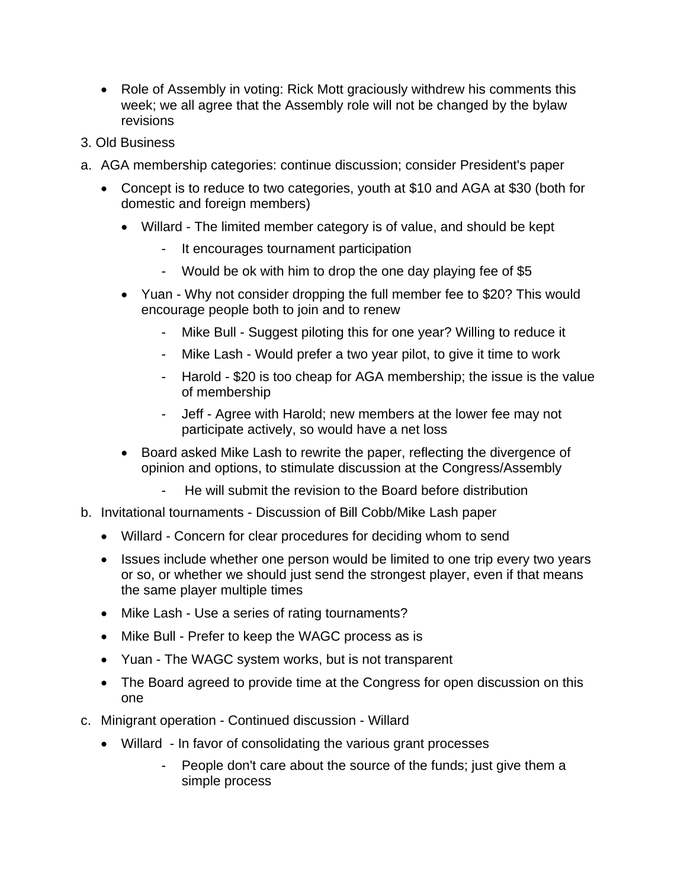- Role of Assembly in voting: Rick Mott graciously withdrew his comments this week; we all agree that the Assembly role will not be changed by the bylaw revisions

3. Old Business

a. AGA membership categories: continue discussion; consider President's paper

  - Concept is to reduce to two categories, youth at $10 and AGA at $30 (both for domestic and foreign members)
    - Willard - The limited member category is of value, and should be kept
      - It encourages tournament participation
      - Would be ok with him to drop the one day playing fee of $5
    - Yuan - Why not consider dropping the full member fee to $20? This would encourage people both to join and to renew
      - Mike Bull - Suggest piloting this for one year? Willing to reduce it
      - Mike Lash - Would prefer a two year pilot, to give it time to work
      - Harold - $20 is too cheap for AGA membership; the issue is the value of membership
      - Jeff - Agree with Harold; new members at the lower fee may not participate actively, so would have a net loss
    - Board asked Mike Lash to rewrite the paper, reflecting the divergence of opinion and options, to stimulate discussion at the Congress/Assembly
      - He will submit the revision to the Board before distribution

b. Invitational tournaments - Discussion of Bill Cobb/Mike Lash paper

  - Willard - Concern for clear procedures for deciding whom to send
  - Issues include whether one person would be limited to one trip every two years or so, or whether we should just send the strongest player, even if that means the same player multiple times
  - Mike Lash - Use a series of rating tournaments?
  - Mike Bull - Prefer to keep the WAGC process as is
  - Yuan - The WAGC system works, but is not transparent
  - The Board agreed to provide time at the Congress for open discussion on this one

c. Minigrant operation - Continued discussion - Willard

  - Willard - In favor of consolidating the various grant processes
    - People don't care about the source of the funds; just give them a simple process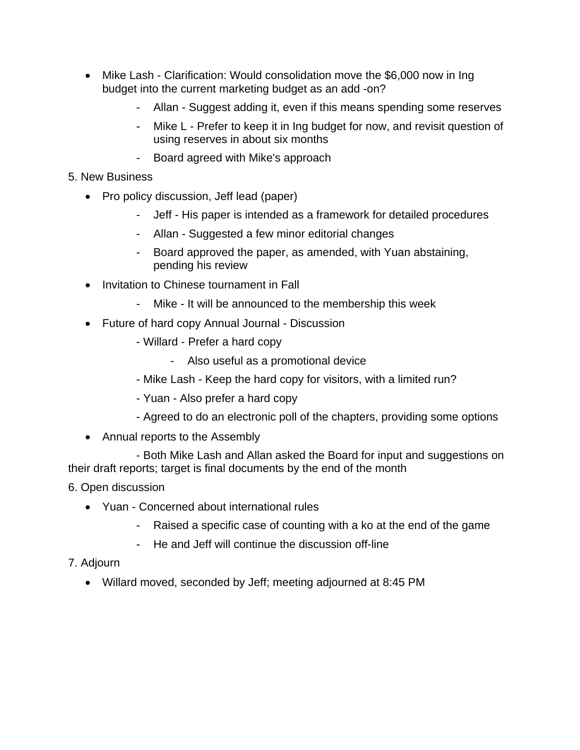- Mike Lash - Clarification: Would consolidation move the $6,000 now in Ing budget into the current marketing budget as an add -on?
    - Allan - Suggest adding it, even if this means spending some reserves
    - Mike L - Prefer to keep it in Ing budget for now, and revisit question of using reserves in about six months
    - Board agreed with Mike's approach

5. New Business

- Pro policy discussion, Jeff lead (paper)
    - Jeff - His paper is intended as a framework for detailed procedures
    - Allan - Suggested a few minor editorial changes
    - Board approved the paper, as amended, with Yuan abstaining, pending his review
- Invitation to Chinese tournament in Fall
    - Mike - It will be announced to the membership this week
- Future of hard copy Annual Journal - Discussion
    - Willard - Prefer a hard copy
        - Also useful as a promotional device
    - Mike Lash - Keep the hard copy for visitors, with a limited run?
    - Yuan - Also prefer a hard copy
    - Agreed to do an electronic poll of the chapters, providing some options
- Annual reports to the Assembly
    - Both Mike Lash and Allan asked the Board for input and suggestions on their draft reports; target is final documents by the end of the month

6. Open discussion

- Yuan - Concerned about international rules
    - Raised a specific case of counting with a ko at the end of the game
    - He and Jeff will continue the discussion off-line

7. Adjourn

- Willard moved, seconded by Jeff; meeting adjourned at 8:45 PM